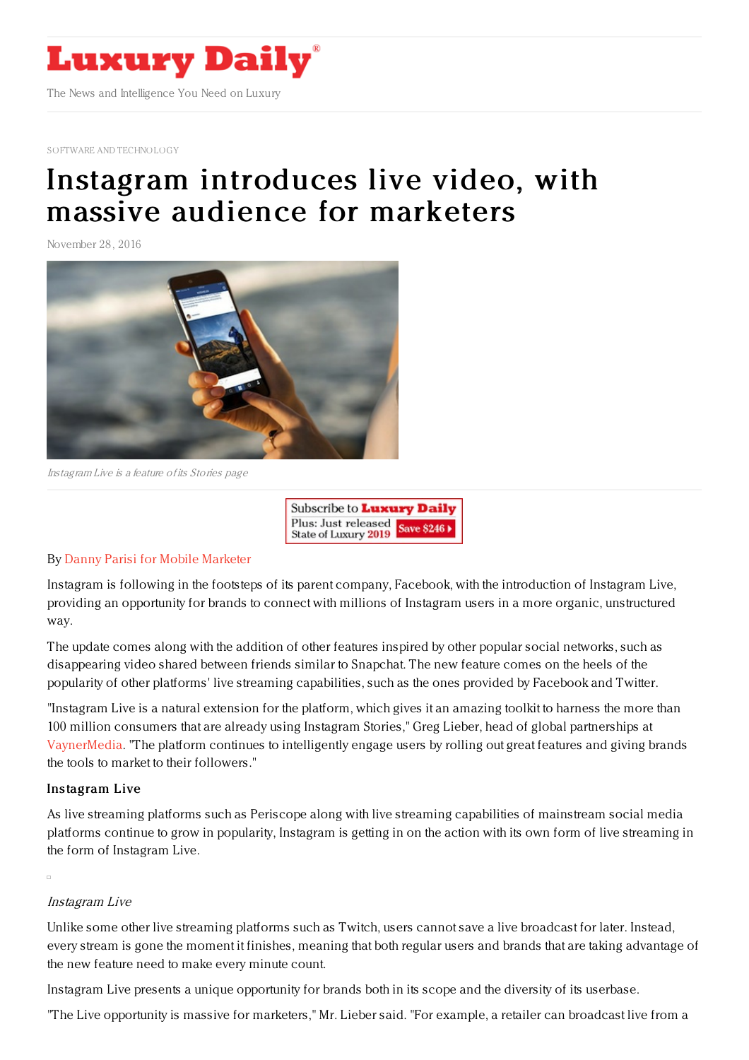# Luxury Daily

The News and Intelligence You Need on Luxury

SOFTWARE AND TECHNOLOGY

# Instagram introduces live video, with massive audience for marketers

November 28, 2016

*Instagram Live is a feature of its Stories page*

By Danny Parisi for Mobile Marketer

Instagram is following in the footsteps of its parent company, Facebook, with the introduction of Instagram Live, providing an opportunity for brands to connect with millions of Instagram users in a more organic, unstructured way.

The update comes along with the addition of other features inspired by other popular social networks, such as disappearing video shared between friends similar to Snapchat. The new feature comes on the heels of the popularity of other platforms' live streaming capabilities, such as the ones provided by Facebook and Twitter.

"Instagram Live is a natural extension for the platform, which gives it an amazing toolkit to harness the more than 100 million consumers that are already using Instagram Stories," Greg Lieber, head of global partnerships at VaynerMedia. "The platform continues to intelligently engage users by rolling out great features and giving brands the tools to market to their followers."

### Instagram Live

As live streaming platforms such as Periscope along with live streaming capabilities of mainstream social media platforms continue to grow in popularity, Instagram is getting in on the action with its own form of live streaming in the form of Instagram Live.

*Instagram Live*

Unlike some other live streaming platforms such as Twitch, users cannot save a live broadcast for later. Instead, every stream is gone the moment it finishes, meaning that both regular users and brands that are taking advantage of the new feature need to make every minute count.

Instagram Live presents a unique opportunity for brands both in its scope and the diversity of its userbase.

"The Live opportunity is massive for marketers," Mr. Lieber said. "For example, a retailer can broadcast live from a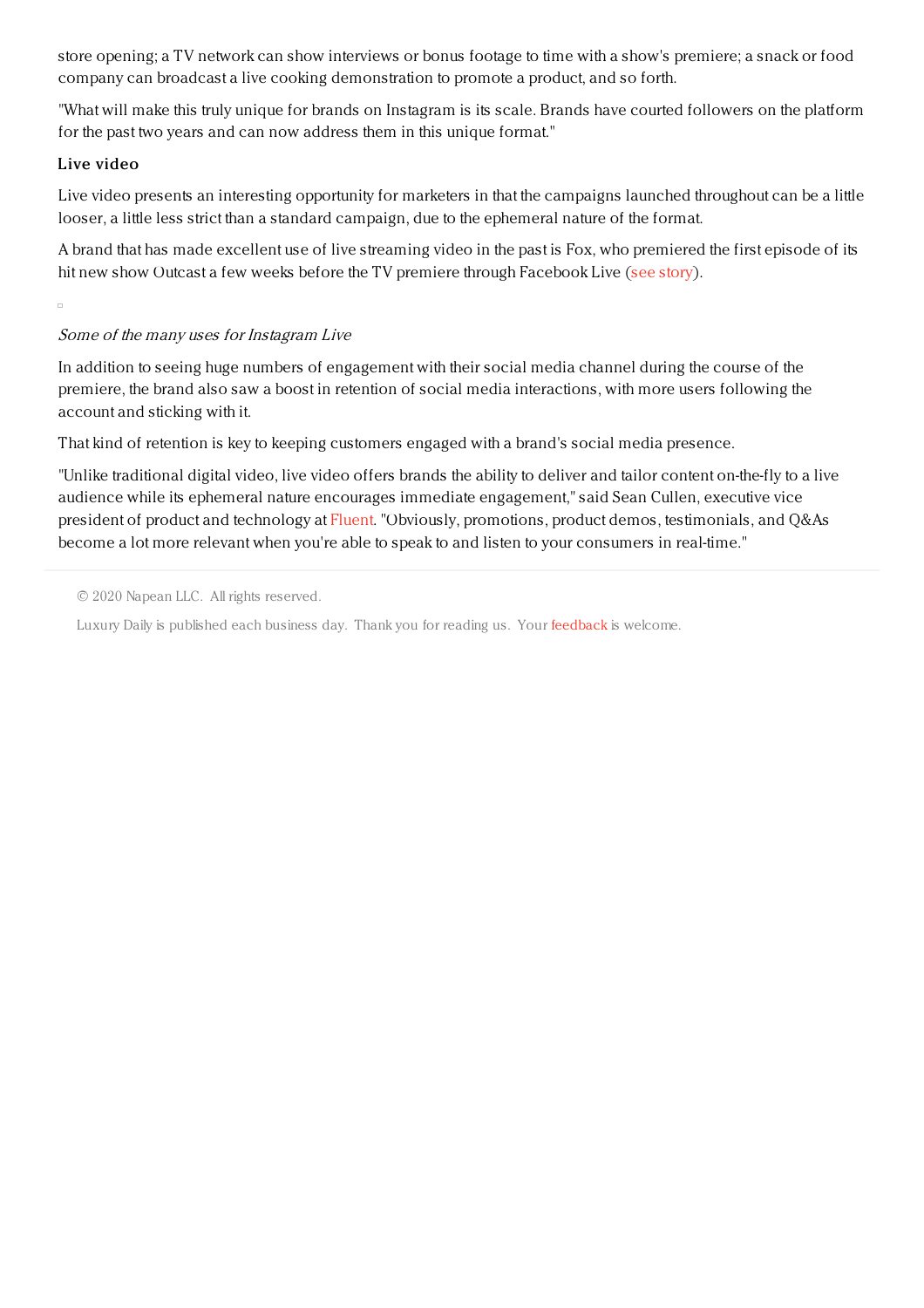store opening; a TV network can show interviews or bonus footage to time with a show's premiere; a snack or food company can broadcast a live cooking demonstration to promote a product, and so forth.

"What will make this truly unique for brands on Instagram is its scale. Brands have courted followers on the platform for the past two years and can now address them in this unique format."

### Live video

Live video presents an interesting opportunity for marketers in that the campaigns launched throughout can be a little looser, a little less strict than a standard campaign, due to the ephemeral nature of the format.

A brand that has made excellent use of live streaming video in the past is Fox, who premiered the first episode of its hit new show Outcast a few weeks before the TV premiere through Facebook Live (see story).

*Some of the many uses for Instagram Live*

In addition to seeing huge numbers of engagement with their social media channel during the course of the premiere, the brand also saw a boost in retention of social media interactions, with more users following the account and sticking with it.

That kind of retention is key to keeping customers engaged with a brand's social media presence.

"Unlike traditional digital video, live video offers brands the ability to deliver and tailor content on-the-fly to a live audience while its ephemeral nature encourages immediate engagement," said Sean Cullen, executive vice president of product and technology at Fluent. "Obviously, promotions, product demos, testimonials, and Q&As become a lot more relevant when you're able to speak to and listen to your consumers in real-time."

© 2020 Napean LLC. All rights reserved.

Luxury Daily is published each business day. Thank you for reading us. Your feedback is welcome.